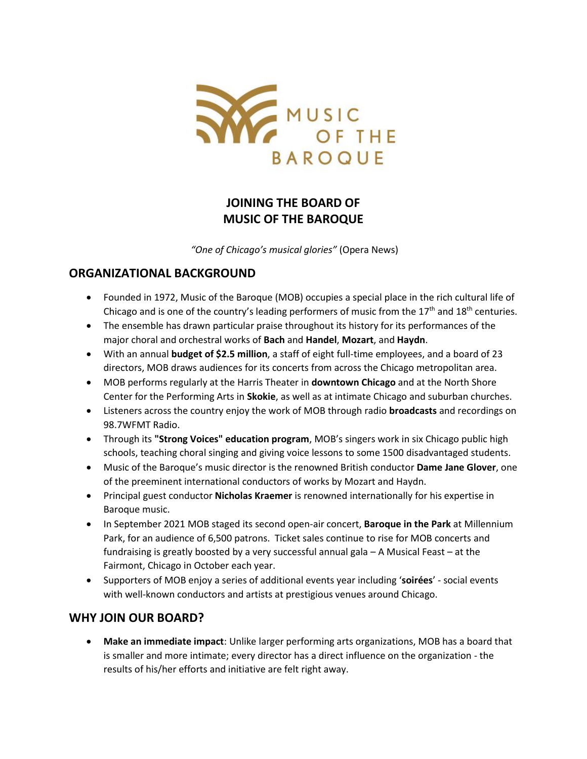# JOINING THE BOARD OF MUSIC OF THE BAROQUE

*"One of Chicago's musical glories"* (Opera News)

## ORGANIZATIONAL BACKGROUND

- Founded in 1972, Music of the Baroque (MOB) occupies a special place in the rich cultural life of Chicago and is one of the country's leading performers of music from the 17th and 18th centuries.
- The ensemble has drawn particular praise throughout its history for its performances of the major choral and orchestral works of **Bach** and **Handel**, **Mozart**, and **Haydn**.
- With an annual **budget of $2.5 million**, a staff of eight full-time employees, and a board of 23 directors, MOB draws audiences for its concerts from across the Chicago metropolitan area.
- MOB performs regularly at the Harris Theater in **downtown Chicago** and at the North Shore Center for the Performing Arts in **Skokie**, as well as at intimate Chicago and suburban churches.
- Listeners across the country enjoy the work of MOB through radio **broadcasts** and recordings on 98.7WFMT Radio.
- Through its **"Strong Voices" education program**, MOB's singers work in six Chicago public high schools, teaching choral singing and giving voice lessons to some 1500 disadvantaged students.
- Music of the Baroque's music director is the renowned British conductor **Dame Jane Glover**, one of the preeminent international conductors of works by Mozart and Haydn.
- Principal guest conductor **Nicholas Kraemer** is renowned internationally for his expertise in Baroque music.
- In September 2021 MOB staged its second open-air concert, **Baroque in the Park** at Millennium Park, for an audience of 6,500 patrons. Ticket sales continue to rise for MOB concerts and fundraising is greatly boosted by a very successful annual gala – A Musical Feast – at the Fairmont, Chicago in October each year.
- Supporters of MOB enjoy a series of additional events year including '**soirées**' - social events with well-known conductors and artists at prestigious venues around Chicago.

## WHY JOIN OUR BOARD?

- **Make an immediate impact**: Unlike larger performing arts organizations, MOB has a board that is smaller and more intimate; every director has a direct influence on the organization - the results of his/her efforts and initiative are felt right away.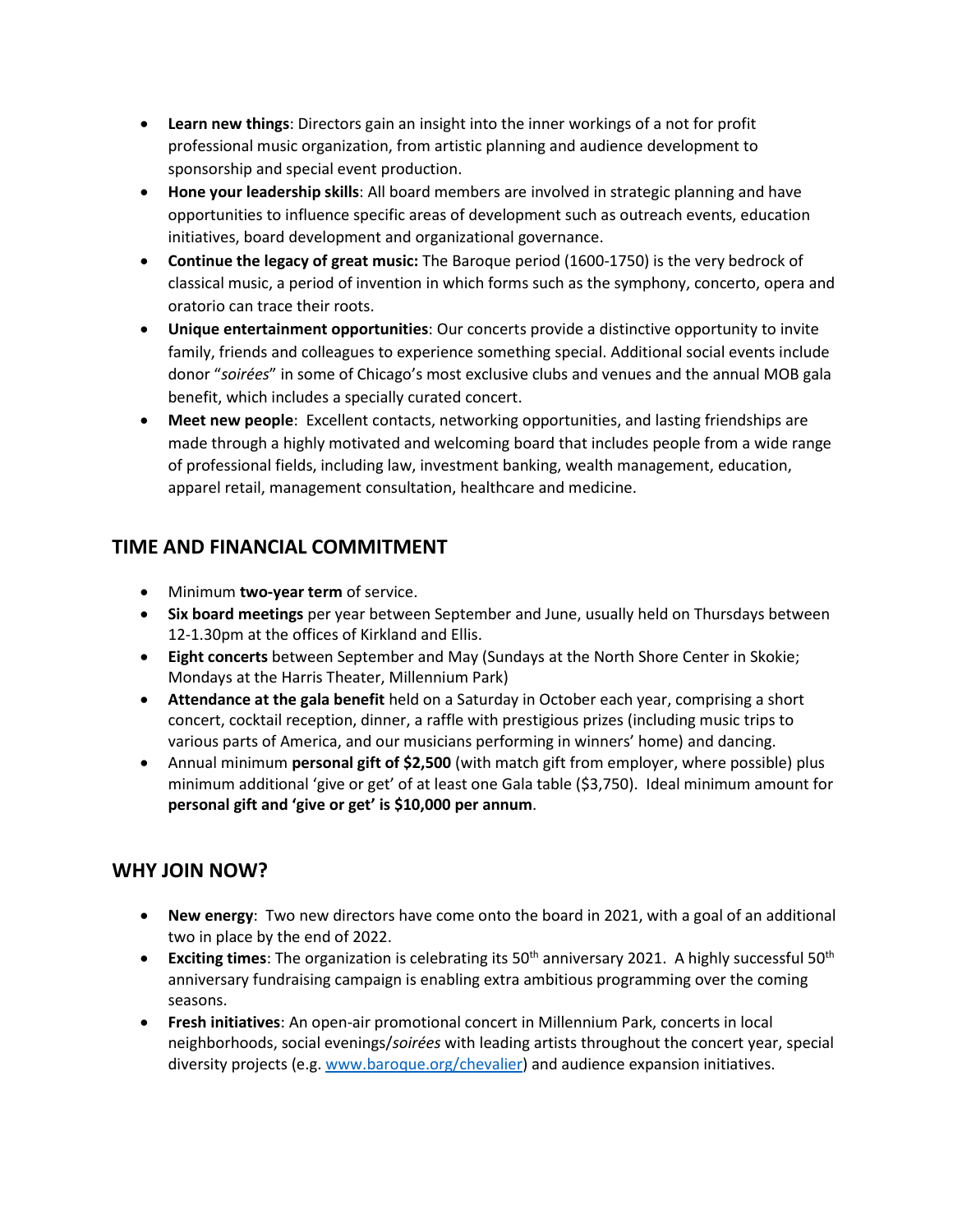- **Learn new things**: Directors gain an insight into the inner workings of a not for profit professional music organization, from artistic planning and audience development to sponsorship and special event production.
- **Hone your leadership skills**: All board members are involved in strategic planning and have opportunities to influence specific areas of development such as outreach events, education initiatives, board development and organizational governance.
- **Continue the legacy of great music:** The Baroque period (1600-1750) is the very bedrock of classical music, a period of invention in which forms such as the symphony, concerto, opera and oratorio can trace their roots.
- **Unique entertainment opportunities**: Our concerts provide a distinctive opportunity to invite family, friends and colleagues to experience something special. Additional social events include donor "*soirées*" in some of Chicago's most exclusive clubs and venues and the annual MOB gala benefit, which includes a specially curated concert.
- **Meet new people**: Excellent contacts, networking opportunities, and lasting friendships are made through a highly motivated and welcoming board that includes people from a wide range of professional fields, including law, investment banking, wealth management, education, apparel retail, management consultation, healthcare and medicine.

## TIME AND FINANCIAL COMMITMENT

- Minimum **two-year term** of service.
- **Six board meetings** per year between September and June, usually held on Thursdays between 12-1.30pm at the offices of Kirkland and Ellis.
- **Eight concerts** between September and May (Sundays at the North Shore Center in Skokie; Mondays at the Harris Theater, Millennium Park)
- **Attendance at the gala benefit** held on a Saturday in October each year, comprising a short concert, cocktail reception, dinner, a raffle with prestigious prizes (including music trips to various parts of America, and our musicians performing in winners' home) and dancing.
- Annual minimum **personal gift of $2,500** (with match gift from employer, where possible) plus minimum additional 'give or get' of at least one Gala table ($3,750). Ideal minimum amount for **personal gift and 'give or get' is $10,000 per annum**.

## WHY JOIN NOW?

- **New energy**: Two new directors have come onto the board in 2021, with a goal of an additional two in place by the end of 2022.
- **Exciting times**: The organization is celebrating its 50th anniversary 2021. A highly successful 50th anniversary fundraising campaign is enabling extra ambitious programming over the coming seasons.
- **Fresh initiatives**: An open-air promotional concert in Millennium Park, concerts in local neighborhoods, social evenings/*soirées* with leading artists throughout the concert year, special diversity projects (e.g. [www.baroque.org/chevalier](www.baroque.org/chevalier)) and audience expansion initiatives.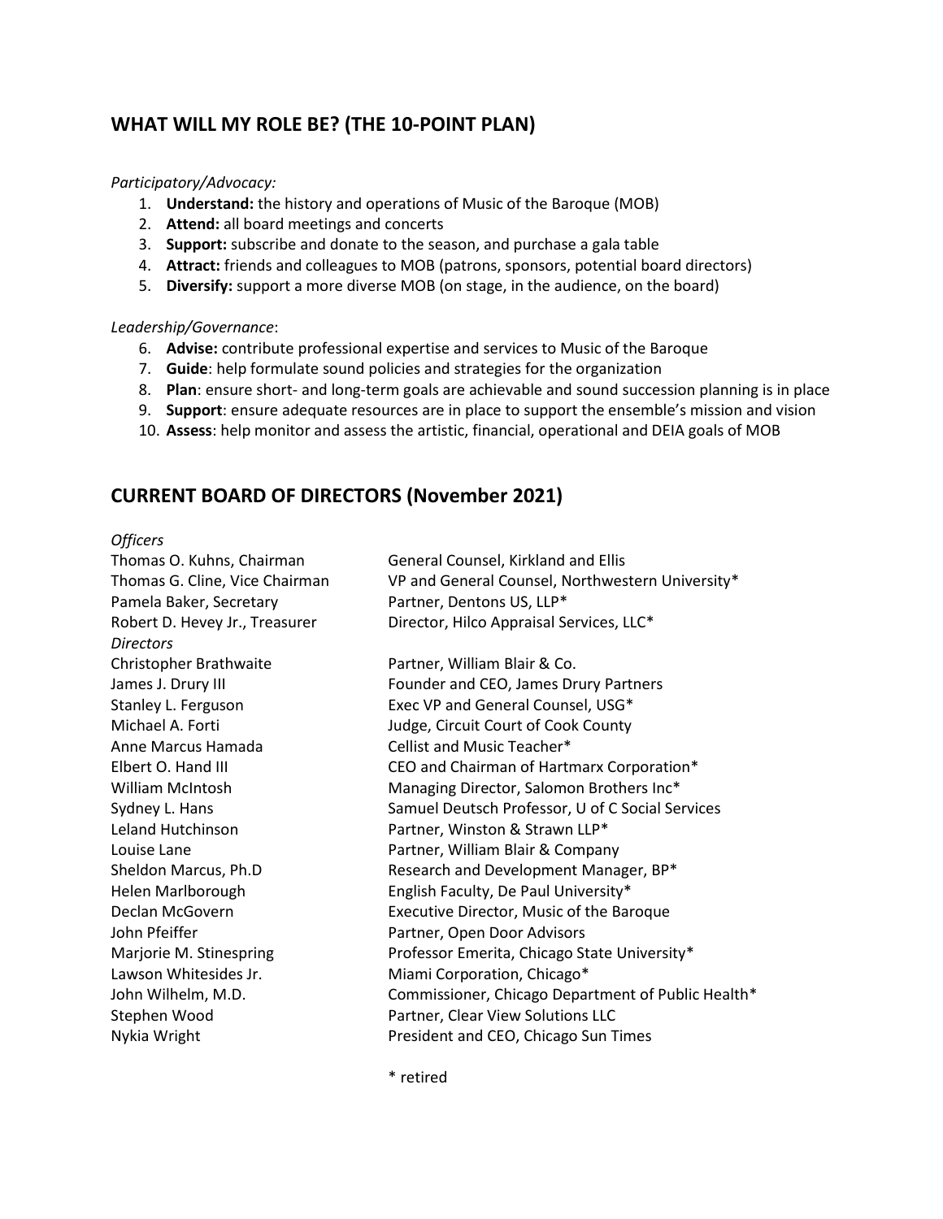## WHAT WILL MY ROLE BE? (THE 10-POINT PLAN)

*Participatory/Advocacy:*

1. **Understand:** the history and operations of Music of the Baroque (MOB)
2. **Attend:** all board meetings and concerts
3. **Support:** subscribe and donate to the season, and purchase a gala table
4. **Attract:** friends and colleagues to MOB (patrons, sponsors, potential board directors)
5. **Diversify:** support a more diverse MOB (on stage, in the audience, on the board)

*Leadership/Governance*:

6. **Advise:** contribute professional expertise and services to Music of the Baroque
7. **Guide**: help formulate sound policies and strategies for the organization
8. **Plan**: ensure short- and long-term goals are achievable and sound succession planning is in place
9. **Support**: ensure adequate resources are in place to support the ensemble's mission and vision
10. **Assess**: help monitor and assess the artistic, financial, operational and DEIA goals of MOB

## CURRENT BOARD OF DIRECTORS (November 2021)

| | |
|---|---|
| *Officers* | |
| Thomas O. Kuhns, Chairman | General Counsel, Kirkland and Ellis |
| Thomas G. Cline, Vice Chairman | VP and General Counsel, Northwestern University* |
| Pamela Baker, Secretary | Partner, Dentons US, LLP* |
| Robert D. Hevey Jr., Treasurer | Director, Hilco Appraisal Services, LLC* |
| *Directors* | |
| Christopher Brathwaite | Partner, William Blair & Co. |
| James J. Drury III | Founder and CEO, James Drury Partners |
| Stanley L. Ferguson | Exec VP and General Counsel, USG* |
| Michael A. Forti | Judge, Circuit Court of Cook County |
| Anne Marcus Hamada | Cellist and Music Teacher* |
| Elbert O. Hand III | CEO and Chairman of Hartmarx Corporation* |
| William McIntosh | Managing Director, Salomon Brothers Inc* |
| Sydney L. Hans | Samuel Deutsch Professor, U of C Social Services |
| Leland Hutchinson | Partner, Winston & Strawn LLP* |
| Louise Lane | Partner, William Blair & Company |
| Sheldon Marcus, Ph.D | Research and Development Manager, BP* |
| Helen Marlborough | English Faculty, De Paul University* |
| Declan McGovern | Executive Director, Music of the Baroque |
| John Pfeiffer | Partner, Open Door Advisors |
| Marjorie M. Stinespring | Professor Emerita, Chicago State University* |
| Lawson Whitesides Jr. | Miami Corporation, Chicago* |
| John Wilhelm, M.D. | Commissioner, Chicago Department of Public Health* |
| Stephen Wood | Partner, Clear View Solutions LLC |
| Nykia Wright | President and CEO, Chicago Sun Times |

\* retired